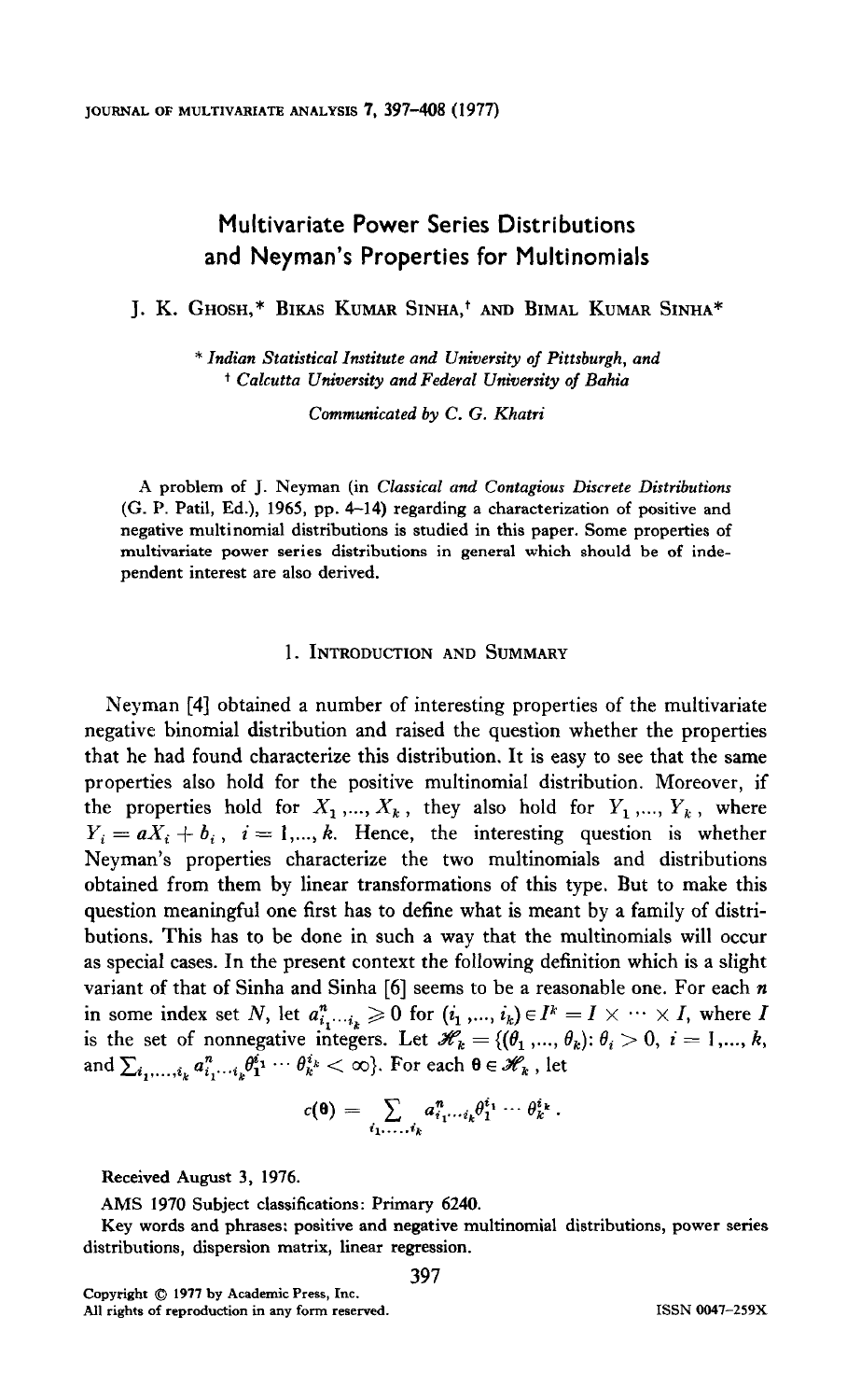# Multivariate Power Series Distributions and Neyman's Properties for Multinomials

J. K. Ghosh,* Bikas Kumar Sinha,† and Bimal Kumar Sinha*

\* *Indian Statistical Institute and University of Pittsburgh, and*
† *Calcutta University and Federal University of Bahia*

*Communicated by C. G. Khatri*

A problem of J. Neyman (in *Classical and Contagious Discrete Distributions* (G. P. Patil, Ed.), 1965, pp. 4–14) regarding a characterization of positive and negative multinomial distributions is studied in this paper. Some properties of multivariate power series distributions in general which should be of independent interest are also derived.

## 1. Introduction and Summary

Neyman [4] obtained a number of interesting properties of the multivariate negative binomial distribution and raised the question whether the properties that he had found characterize this distribution. It is easy to see that the same properties also hold for the positive multinomial distribution. Moreover, if the properties hold for $X_1, ..., X_k$, they also hold for $Y_1, ..., Y_k$, where $Y_i = aX_i + b_i$, $i = 1, ..., k$. Hence, the interesting question is whether Neyman's properties characterize the two multinomials and distributions obtained from them by linear transformations of this type. But to make this question meaningful one first has to define what is meant by a family of distributions. This has to be done in such a way that the multinomials will occur as special cases. In the present context the following definition which is a slight variant of that of Sinha and Sinha [6] seems to be a reasonable one. For each $n$ in some index set $N$, let $a^n_{i_1 \cdots i_k} \geqslant 0$ for $(i_1, ..., i_k) \in I^k = I \times \cdots \times I$, where $I$ is the set of nonnegative integers. Let $\mathscr{H}_k = \{(\theta_1, ..., \theta_k): \theta_i > 0,\ i = 1, ..., k,$ and $\sum_{i_1,...,i_k} a^n_{i_1 \cdots i_k} \theta_1^{i_1} \cdots \theta_k^{i_k} < \infty\}$. For each $\boldsymbol{\theta} \in \mathscr{H}_k$, let

$$c(\boldsymbol{\theta}) = \sum_{i_1,...,i_k} a^n_{i_1 \cdots i_k} \theta_1^{i_1} \cdots \theta_k^{i_k}.$$

Received August 3, 1976.

AMS 1970 Subject classifications: Primary 6240.

Key words and phrases: positive and negative multinomial distributions, power series distributions, dispersion matrix, linear regression.

Copyright © 1977 by Academic Press, Inc.
All rights of reproduction in any form reserved.

ISSN 0047-259X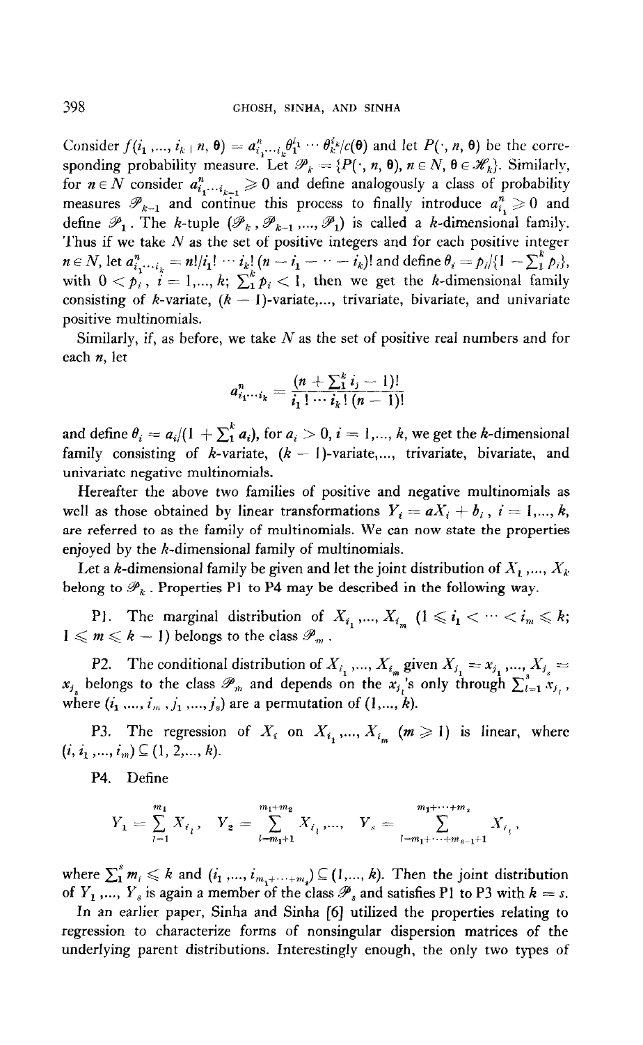Consider $f(i_1, ..., i_k \mid n, \theta) = a^n_{i_1 \cdots i_k} \theta_1^{i_1} \cdots \theta_k^{i_k}/c(\theta)$ and let $P(\cdot, n, \theta)$ be the corresponding probability measure. Let $\mathscr{P}_k = \{P(\cdot, n, \theta), n \in N, \theta \in \mathscr{H}_k\}$. Similarly, for $n \in N$ consider $a^n_{i_1 \cdots i_{k-1}} \geqslant 0$ and define analogously a class of probability measures $\mathscr{P}_{k-1}$ and continue this process to finally introduce $a^n_{i_1} \geqslant 0$ and define $\mathscr{P}_1$. The $k$-tuple $(\mathscr{P}_k, \mathscr{P}_{k-1}, ..., \mathscr{P}_1)$ is called a $k$-dimensional family. Thus if we take $N$ as the set of positive integers and for each positive integer $n \in N$, let $a^n_{i_1 \cdots i_k} = n!/i_1! \cdots i_k! \,(n - i_1 - \cdots - i_k)!$ and define $\theta_i = p_i/\{1 - \sum_1^k p_i\}$, with $0 < p_i$, $i = 1, ..., k$; $\sum_1^k p_i < 1$, then we get the $k$-dimensional family consisting of $k$-variate, $(k-1)$-variate,..., trivariate, bivariate, and univariate positive multinomials.

Similarly, if, as before, we take $N$ as the set of positive real numbers and for each $n$, let

$$a^n_{i_1 \cdots i_k} = \frac{(n + \sum_1^k i_j - 1)!}{i_1! \cdots i_k! \,(n-1)!}$$

and define $\theta_i = a_i/(1 + \sum_1^k a_i)$, for $a_i > 0$, $i = 1, ..., k$, we get the $k$-dimensional family consisting of $k$-variate, $(k-1)$-variate,..., trivariate, bivariate, and univariate negative multinomials.

Hereafter the above two families of positive and negative multinomials as well as those obtained by linear transformations $Y_i = aX_i + b_i$, $i = 1, ..., k$, are referred to as the family of multinomials. We can now state the properties enjoyed by the $k$-dimensional family of multinomials.

Let a $k$-dimensional family be given and let the joint distribution of $X_1, ..., X_k$ belong to $\mathscr{P}_k$. Properties P1 to P4 may be described in the following way.

P1. The marginal distribution of $X_{i_1}, ..., X_{i_m}$ $(1 \leqslant i_1 < \cdots < i_m \leqslant k;$ $1 \leqslant m \leqslant k-1)$ belongs to the class $\mathscr{P}_m$.

P2. The conditional distribution of $X_{i_1}, ..., X_{i_m}$ given $X_{j_1} = x_{j_1}, ..., X_{j_s} = x_{j_s}$ belongs to the class $\mathscr{P}_m$ and depends on the $x_{j_l}$'s only through $\sum_{l=1}^s x_{j_l}$, where $(i_1, ..., i_m, j_1, ..., j_s)$ are a permutation of $(1, ..., k)$.

P3. The regression of $X_i$ on $X_{i_1}, ..., X_{i_m}$ $(m \geqslant 1)$ is linear, where $(i, i_1, ..., i_m) \subseteq (1, 2, ..., k)$.

P4. Define

$$Y_1 = \sum_{l=1}^{m_1} X_{i_l}, \quad Y_2 = \sum_{l=m_1+1}^{m_1+m_2} X_{i_l}, ..., \quad Y_s = \sum_{l=m_1+\cdots+m_{s-1}+1}^{m_1+\cdots+m_s} X_{i_l},$$

where $\sum_1^s m_i \leqslant k$ and $(i_1, ..., i_{m_1+\cdots+m_s}) \subseteq (1, ..., k)$. Then the joint distribution of $Y_1, ..., Y_s$ is again a member of the class $\mathscr{P}_s$ and satisfies P1 to P3 with $k = s$.

In an earlier paper, Sinha and Sinha [6] utilized the properties relating to regression to characterize forms of nonsingular dispersion matrices of the underlying parent distributions. Interestingly enough, the only two types of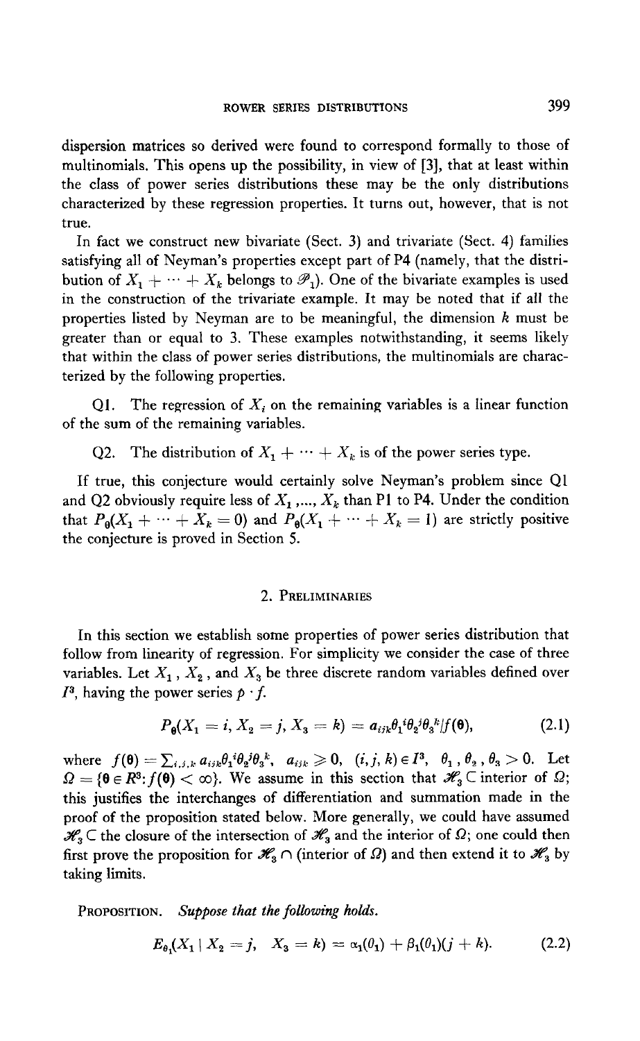dispersion matrices so derived were found to correspond formally to those of multinomials. This opens up the possibility, in view of [3], that at least within the class of power series distributions these may be the only distributions characterized by these regression properties. It turns out, however, that is not true.

In fact we construct new bivariate (Sect. 3) and trivariate (Sect. 4) families satisfying all of Neyman's properties except part of P4 (namely, that the distribution of $X_1 + \cdots + X_k$ belongs to $\mathscr{P}_1$). One of the bivariate examples is used in the construction of the trivariate example. It may be noted that if all the properties listed by Neyman are to be meaningful, the dimension $k$ must be greater than or equal to 3. These examples notwithstanding, it seems likely that within the class of power series distributions, the multinomials are characterized by the following properties.

Q1. The regression of $X_i$ on the remaining variables is a linear function of the sum of the remaining variables.

Q2. The distribution of $X_1 + \cdots + X_k$ is of the power series type.

If true, this conjecture would certainly solve Neyman's problem since Q1 and Q2 obviously require less of $X_1, \ldots, X_k$ than P1 to P4. Under the condition that $P_\theta(X_1 + \cdots + X_k = 0)$ and $P_\theta(X_1 + \cdots + X_k = 1)$ are strictly positive the conjecture is proved in Section 5.

## 2. Preliminaries

In this section we establish some properties of power series distribution that follow from linearity of regression. For simplicity we consider the case of three variables. Let $X_1$, $X_2$, and $X_3$ be three discrete random variables defined over $I^3$, having the power series $p \cdot f$.

$$P_{\boldsymbol{\theta}}(X_1 = i, X_2 = j, X_3 = k) = a_{ijk}\theta_1{}^i\theta_2{}^j\theta_3{}^k/f(\boldsymbol{\theta}), \tag{2.1}$$

where $f(\boldsymbol{\theta}) = \sum_{i,j,k} a_{ijk}\theta_1{}^i\theta_2{}^j\theta_3{}^k$, $a_{ijk} \geqslant 0$, $(i,j,k) \in I^3$, $\theta_1, \theta_2, \theta_3 > 0$. Let $\Omega = \{\boldsymbol{\theta} \in R^3 : f(\boldsymbol{\theta}) < \infty\}$. We assume in this section that $\mathscr{H}_3 \subset$ interior of $\Omega$; this justifies the interchanges of differentiation and summation made in the proof of the proposition stated below. More generally, we could have assumed $\mathscr{H}_3 \subset$ the closure of the intersection of $\mathscr{H}_3$ and the interior of $\Omega$; one could then first prove the proposition for $\mathscr{H}_3 \cap$ (interior of $\Omega$) and then extend it to $\mathscr{H}_3$ by taking limits.

**Proposition.** *Suppose that the following holds.*

$$E_{\theta_1}(X_1 \mid X_2 = j, \quad X_3 = k) = \alpha_1(\theta_1) + \beta_1(\theta_1)(j + k). \tag{2.2}$$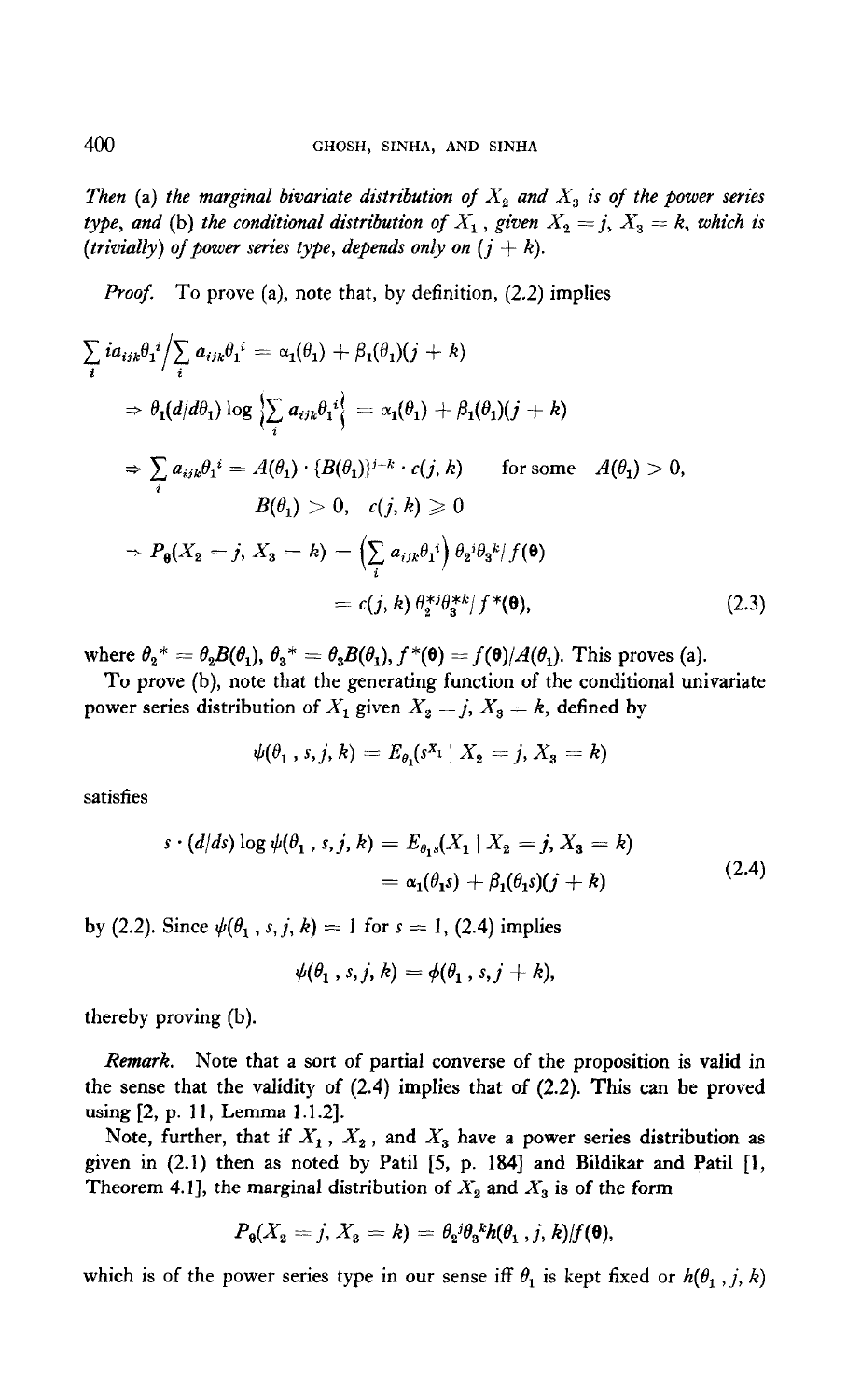*Then* (a) *the marginal bivariate distribution of* $X_2$ *and* $X_3$ *is of the power series type, and* (b) *the conditional distribution of* $X_1$, *given* $X_2 = j$, $X_3 = k$, *which is (trivially) of power series type, depends only on* $(j + k)$.

*Proof.* To prove (a), note that, by definition, (2.2) implies

$$
\begin{aligned}
&\sum_i i a_{ijk}\theta_1^i \Big/ \sum_i a_{ijk}\theta_1^i = \alpha_1(\theta_1) + \beta_1(\theta_1)(j + k) \\
&\Rightarrow \theta_1(d/d\theta_1)\log\Big\{\sum_i a_{ijk}\theta_1^i\Big\} = \alpha_1(\theta_1) + \beta_1(\theta_1)(j + k) \\
&\Rightarrow \sum_i a_{ijk}\theta_1^i = A(\theta_1)\cdot\{B(\theta_1)\}^{j+k}\cdot c(j, k) \qquad \text{for some} \quad A(\theta_1) > 0, \\
&\qquad\qquad B(\theta_1) > 0, \quad c(j, k) \geqslant 0 \\
&\Rightarrow P_{\boldsymbol{\theta}}(X_2 = j, X_3 = k) = \Big(\sum_i a_{ijk}\theta_1^i\Big)\,\theta_2^j\theta_3^k/f(\boldsymbol{\theta}) \\
&\qquad = c(j, k)\,\theta_2^{*j}\theta_3^{*k}/f^*(\boldsymbol{\theta}),
\end{aligned} \tag{2.3}
$$

where $\theta_2^* = \theta_2 B(\theta_1)$, $\theta_3^* = \theta_3 B(\theta_1)$, $f^*(\boldsymbol{\theta}) = f(\boldsymbol{\theta})/A(\theta_1)$. This proves (a).

To prove (b), note that the generating function of the conditional univariate power series distribution of $X_1$ given $X_2 = j$, $X_3 = k$, defined by

$$\psi(\theta_1, s, j, k) = E_{\theta_1}(s^{X_1} \mid X_2 = j, X_3 = k)$$

satisfies

$$
\begin{aligned}
s\cdot(d/ds)\log\psi(\theta_1, s, j, k) &= E_{\theta_1 s}(X_1 \mid X_2 = j, X_3 = k) \\
&= \alpha_1(\theta_1 s) + \beta_1(\theta_1 s)(j + k)
\end{aligned} \tag{2.4}
$$

by (2.2). Since $\psi(\theta_1, s, j, k) = 1$ for $s = 1$, (2.4) implies

$$\psi(\theta_1, s, j, k) = \phi(\theta_1, s, j + k),$$

thereby proving (b).

*Remark.* Note that a sort of partial converse of the proposition is valid in the sense that the validity of (2.4) implies that of (2.2). This can be proved using [2, p. 11, Lemma 1.1.2].

Note, further, that if $X_1$, $X_2$, and $X_3$ have a power series distribution as given in (2.1) then as noted by Patil [5, p. 184] and Bildikar and Patil [1, Theorem 4.1], the marginal distribution of $X_2$ and $X_3$ is of the form

$$P_{\boldsymbol{\theta}}(X_2 = j, X_3 = k) = \theta_2^j\theta_3^k h(\theta_1, j, k)/f(\boldsymbol{\theta}),$$

which is of the power series type in our sense iff $\theta_1$ is kept fixed or $h(\theta_1, j, k)$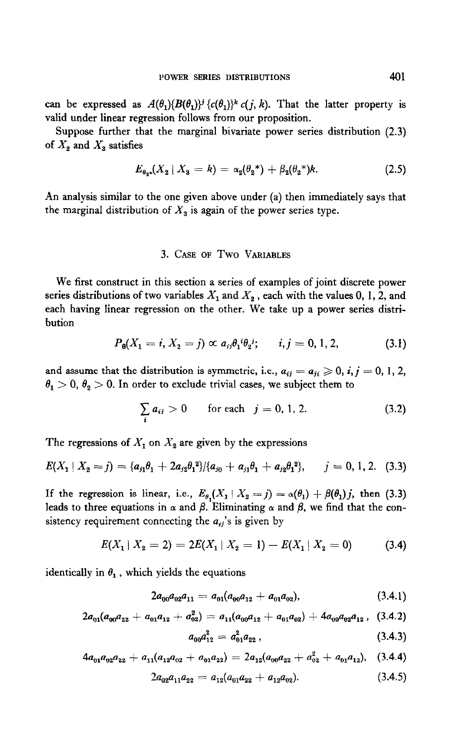can be expressed as $A(\theta_1)\{B(\theta_1)\}^j \{c(\theta_1)\}^k c(j, k)$. That the latter property is valid under linear regression follows from our proposition.

Suppose further that the marginal bivariate power series distribution (2.3) of $X_2$ and $X_3$ satisfies

$$E_{\theta_2*}(X_2 \mid X_3 = k) = \alpha_2(\theta_2{}^*) + \beta_2(\theta_2{}^*)k. \tag{2.5}$$

An analysis similar to the one given above under (a) then immediately says that the marginal distribution of $X_3$ is again of the power series type.

## 3. Case of Two Variables

We first construct in this section a series of examples of joint discrete power series distributions of two variables $X_1$ and $X_2$, each with the values 0, 1, 2, and each having linear regression on the other. We take up a power series distribution

$$P_\theta(X_1 = i, X_2 = j) \propto a_{ij}\theta_1{}^i\theta_2{}^j; \qquad i, j = 0, 1, 2, \tag{3.1}$$

and assume that the distribution is symmetric, i.e., $a_{ij} = a_{ji} \geqslant 0$, $i, j = 0, 1, 2$, $\theta_1 > 0$, $\theta_2 > 0$. In order to exclude trivial cases, we subject them to

$$\sum_i a_{ij} > 0 \qquad \text{for each } \; j = 0, 1, 2. \tag{3.2}$$

The regressions of $X_1$ on $X_2$ are given by the expressions

$$E(X_1 \mid X_2 = j) = \{a_{j1}\theta_1 + 2a_{j2}\theta_1{}^2\}/\{a_{j0} + a_{j1}\theta_1 + a_{j2}\theta_1{}^2\}, \qquad j = 0, 1, 2. \tag{3.3}$$

If the regression is linear, i.e., $E_{\theta_1}(X_1 \mid X_2 = j) = \alpha(\theta_1) + \beta(\theta_1)j$, then (3.3) leads to three equations in $\alpha$ and $\beta$. Eliminating $\alpha$ and $\beta$, we find that the consistency requirement connecting the $a_{ij}$'s is given by

$$E(X_1 \mid X_2 = 2) = 2E(X_1 \mid X_2 = 1) - E(X_1 \mid X_2 = 0) \tag{3.4}$$

identically in $\theta_1$, which yields the equations

$$2a_{00}a_{02}a_{11} = a_{01}(a_{00}a_{12} + a_{01}a_{02}), \tag{3.4.1}$$

$$2a_{01}(a_{00}a_{22} + a_{01}a_{12} + a_{02}^2) = a_{11}(a_{00}a_{12} + a_{01}a_{02}) + 4a_{00}a_{02}a_{12}, \tag{3.4.2}$$

$$a_{00}a_{12}^2 = a_{01}^2a_{22}, \tag{3.4.3}$$

$$4a_{01}a_{02}a_{22} + a_{11}(a_{12}a_{02} + a_{01}a_{22}) = 2a_{12}(a_{00}a_{22} + a_{02}^2 + a_{01}a_{12}), \tag{3.4.4}$$

$$2a_{02}a_{11}a_{22} = a_{12}(a_{01}a_{22} + a_{12}a_{02}). \tag{3.4.5}$$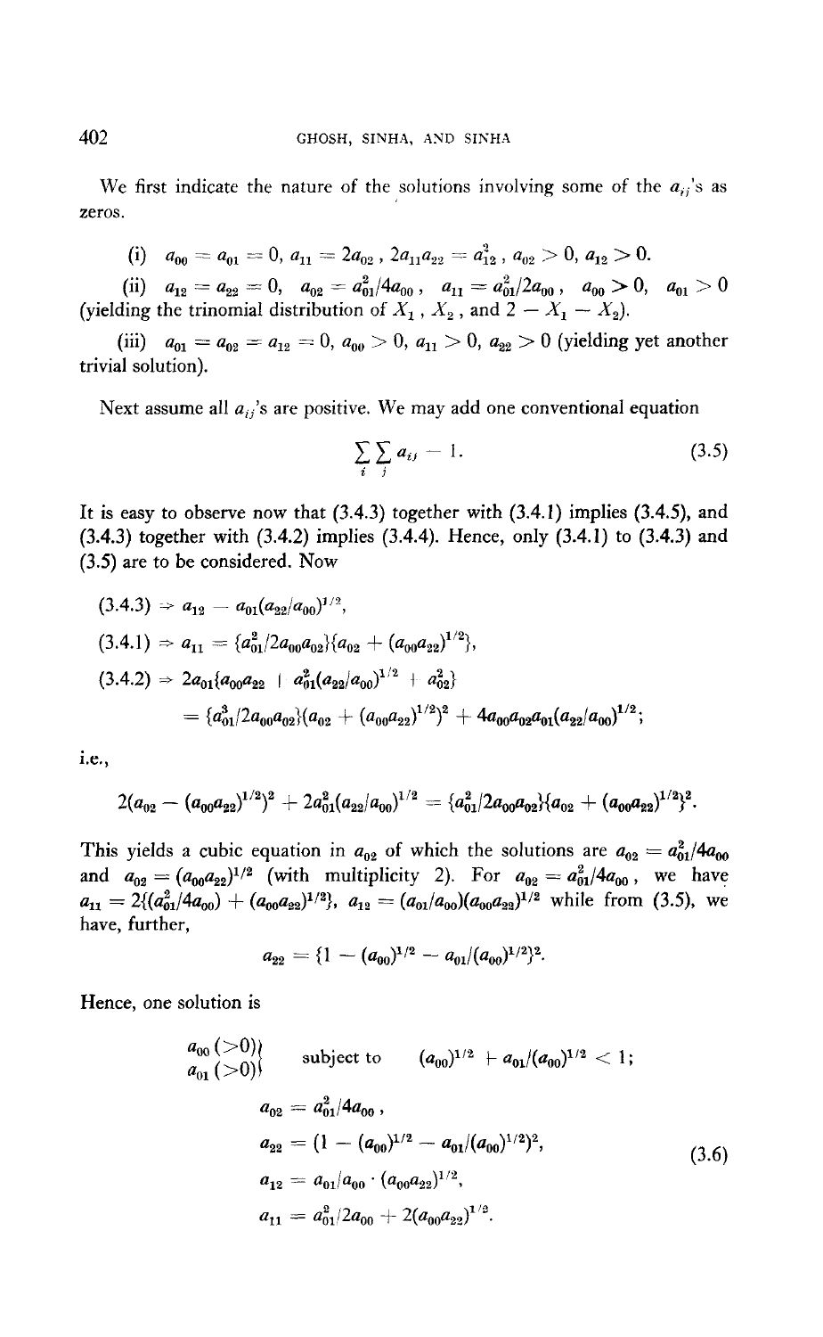We first indicate the nature of the solutions involving some of the $a_{ij}$'s as zeros.

(i) $a_{00} = a_{01} = 0$, $a_{11} = 2a_{02}$, $2a_{11}a_{22} = a_{12}^2$, $a_{02} > 0$, $a_{12} > 0$.

(ii) $a_{12} = a_{22} = 0$, $a_{02} = a_{01}^2/4a_{00}$, $a_{11} = a_{01}^2/2a_{00}$, $a_{00} > 0$, $a_{01} > 0$ (yielding the trinomial distribution of $X_1$, $X_2$, and $2 - X_1 - X_2$).

(iii) $a_{01} = a_{02} = a_{12} = 0$, $a_{00} > 0$, $a_{11} > 0$, $a_{22} > 0$ (yielding yet another trivial solution).

Next assume all $a_{ij}$'s are positive. We may add one conventional equation

$$\sum_i \sum_j a_{ij} = 1. \tag{3.5}$$

It is easy to observe now that (3.4.3) together with (3.4.1) implies (3.4.5), and (3.4.3) together with (3.4.2) implies (3.4.4). Hence, only (3.4.1) to (3.4.3) and (3.5) are to be considered. Now

$$(3.4.3) \Rightarrow a_{12} = a_{01}(a_{22}/a_{00})^{1/2},$$

$$(3.4.1) \Rightarrow a_{11} = \{a_{01}^2/2a_{00}a_{02}\}\{a_{02} + (a_{00}a_{22})^{1/2}\},$$

$$(3.4.2) \Rightarrow 2a_{01}\{a_{00}a_{22} + a_{01}^2(a_{22}/a_{00})^{1/2} + a_{02}^2\}$$
$$= \{a_{01}^3/2a_{00}a_{02}\}(a_{02} + (a_{00}a_{22})^{1/2})^2 + 4a_{00}a_{02}a_{01}(a_{22}/a_{00})^{1/2};$$

i.e.,

$$2(a_{02} - (a_{00}a_{22})^{1/2})^2 + 2a_{01}^2(a_{22}/a_{00})^{1/2} = \{a_{01}^2/2a_{00}a_{02}\}\{a_{02} + (a_{00}a_{22})^{1/2}\}^2.$$

This yields a cubic equation in $a_{02}$ of which the solutions are $a_{02} = a_{01}^2/4a_{00}$ and $a_{02} = (a_{00}a_{22})^{1/2}$ (with multiplicity 2). For $a_{02} = a_{01}^2/4a_{00}$, we have $a_{11} = 2\{(a_{01}^2/4a_{00}) + (a_{00}a_{22})^{1/2}\}$, $a_{12} = (a_{01}/a_{00})(a_{00}a_{22})^{1/2}$ while from (3.5), we have, further,

$$a_{22} = \{1 - (a_{00})^{1/2} - a_{01}/(a_{00})^{1/2}\}^2.$$

Hence, one solution is

$$\left.\begin{matrix} a_{00}\,(>0) \\ a_{01}\,(>0) \end{matrix}\right\} \quad \text{subject to} \quad (a_{00})^{1/2} + a_{01}/(a_{00})^{1/2} < 1;$$

$$\begin{aligned} a_{02} &= a_{01}^2/4a_{00}, \\ a_{22} &= (1 - (a_{00})^{1/2} - a_{01}/(a_{00})^{1/2})^2, \\ a_{12} &= a_{01}/a_{00} \cdot (a_{00}a_{22})^{1/2}, \\ a_{11} &= a_{01}^2/2a_{00} + 2(a_{00}a_{22})^{1/2}. \end{aligned} \tag{3.6}$$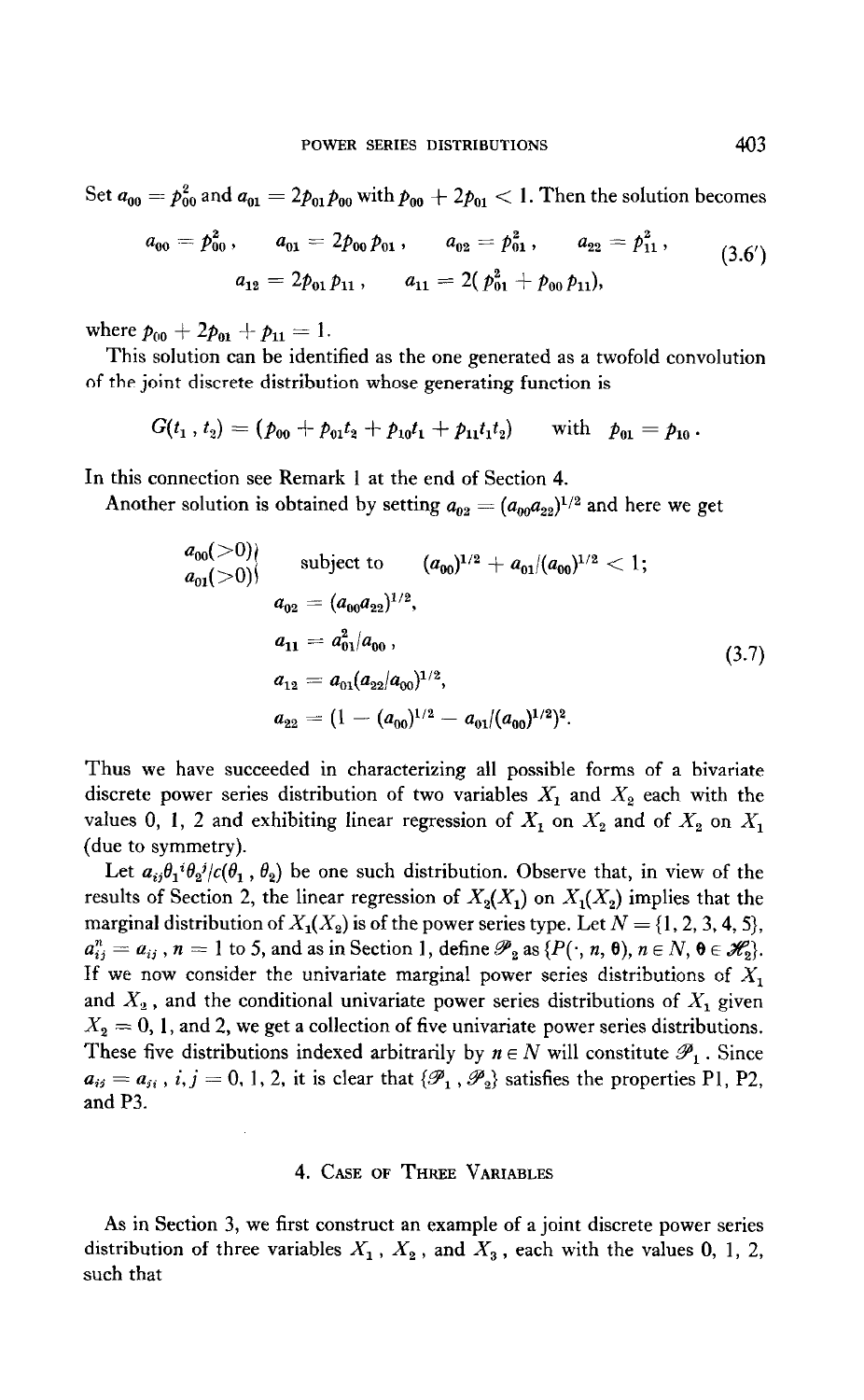Set $a_{00} = p_{00}^2$ and $a_{01} = 2p_{01}p_{00}$ with $p_{00} + 2p_{01} < 1$. Then the solution becomes

$$a_{00} = p_{00}^2, \quad a_{01} = 2p_{00}p_{01}, \quad a_{02} = p_{01}^2, \quad a_{22} = p_{11}^2, \tag{3.6'}$$
$$a_{12} = 2p_{01}p_{11}, \quad a_{11} = 2(p_{01}^2 + p_{00}p_{11}),$$

where $p_{00} + 2p_{01} + p_{11} = 1$.

This solution can be identified as the one generated as a twofold convolution of the joint discrete distribution whose generating function is

$$G(t_1, t_2) = (p_{00} + p_{01}t_2 + p_{10}t_1 + p_{11}t_1t_2) \quad \text{with} \quad p_{01} = p_{10}.$$

In this connection see Remark 1 at the end of Section 4.

Another solution is obtained by setting $a_{02} = (a_{00}a_{22})^{1/2}$ and here we get

$$\begin{aligned}
&\left.\begin{matrix} a_{00}(>0) \\ a_{01}(>0) \end{matrix}\right\} \quad \text{subject to} \quad (a_{00})^{1/2} + a_{01}/(a_{00})^{1/2} < 1; \\
&a_{02} = (a_{00}a_{22})^{1/2}, \\
&a_{11} = a_{01}^2/a_{00}, \\
&a_{12} = a_{01}(a_{22}/a_{00})^{1/2}, \\
&a_{22} = (1 - (a_{00})^{1/2} - a_{01}/(a_{00})^{1/2})^2.
\end{aligned} \tag{3.7}$$

Thus we have succeeded in characterizing all possible forms of a bivariate discrete power series distribution of two variables $X_1$ and $X_2$ each with the values 0, 1, 2 and exhibiting linear regression of $X_1$ on $X_2$ and of $X_2$ on $X_1$ (due to symmetry).

Let $a_{ij}\theta_1{}^i\theta_2{}^j/c(\theta_1, \theta_2)$ be one such distribution. Observe that, in view of the results of Section 2, the linear regression of $X_2(X_1)$ on $X_1(X_2)$ implies that the marginal distribution of $X_1(X_2)$ is of the power series type. Let $N = \{1, 2, 3, 4, 5\}$, $a_{ij}^n = a_{ij}$, $n = 1$ to 5, and as in Section 1, define $\mathscr{P}_2$ as $\{P(\cdot, n, \boldsymbol{\theta}), n \in N, \boldsymbol{\theta} \in \mathscr{H}_2\}$. If we now consider the univariate marginal power series distributions of $X_1$ and $X_2$, and the conditional univariate power series distributions of $X_1$ given $X_2 = 0, 1$, and 2, we get a collection of five univariate power series distributions. These five distributions indexed arbitrarily by $n \in N$ will constitute $\mathscr{P}_1$. Since $a_{ij} = a_{ji}$, $i, j = 0, 1, 2$, it is clear that $\{\mathscr{P}_1, \mathscr{P}_2\}$ satisfies the properties P1, P2, and P3.

## 4. Case of Three Variables

As in Section 3, we first construct an example of a joint discrete power series distribution of three variables $X_1$, $X_2$, and $X_3$, each with the values 0, 1, 2, such that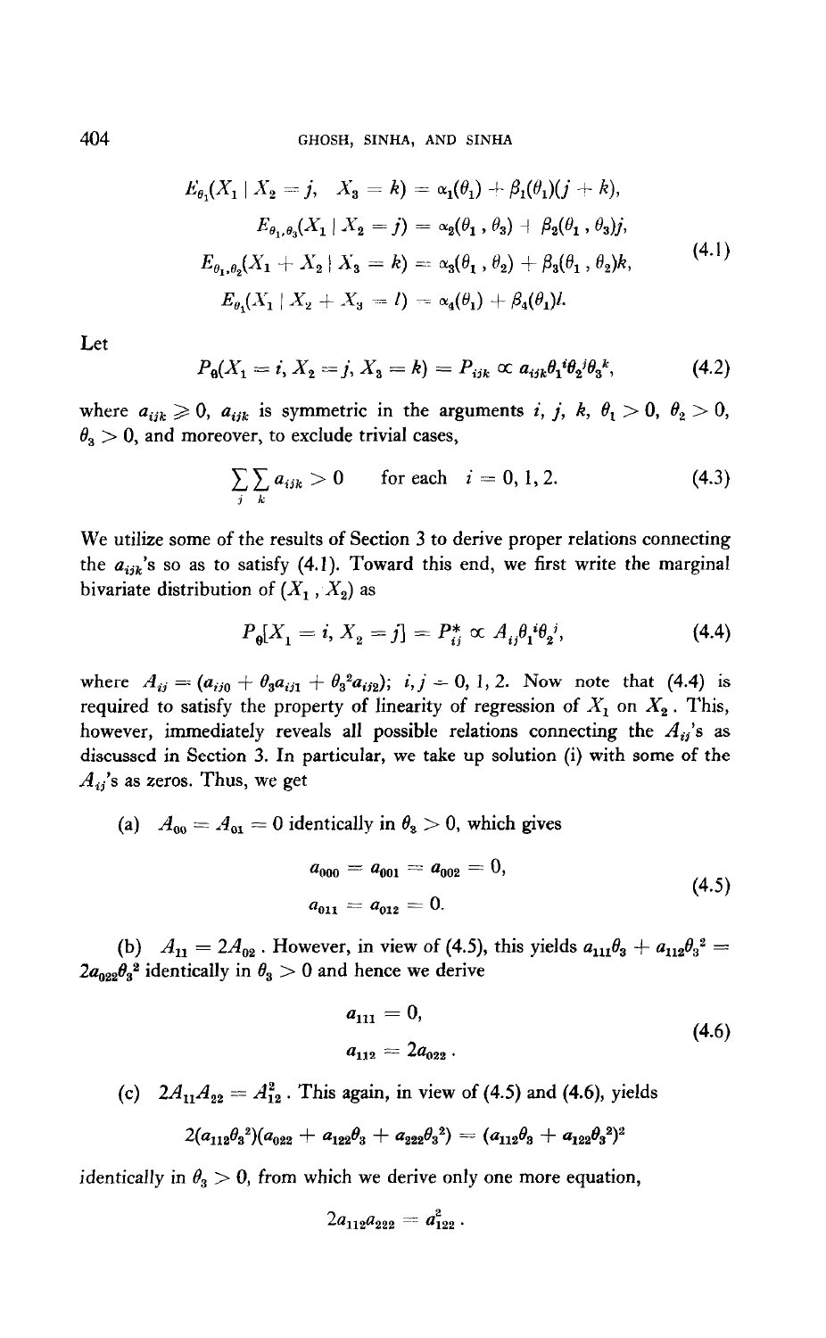$$
\begin{aligned}
E_{\theta_1}(X_1 \mid X_2 = j, \quad X_3 = k) &= \alpha_1(\theta_1) + \beta_1(\theta_1)(j + k), \\
E_{\theta_1, \theta_3}(X_1 \mid X_2 = j) &= \alpha_2(\theta_1, \theta_3) + \beta_2(\theta_1, \theta_3) j, \\
E_{\theta_1, \theta_2}(X_1 + X_2 \mid X_3 = k) &= \alpha_3(\theta_1, \theta_2) + \beta_3(\theta_1, \theta_2) k, \\
E_{\theta_1}(X_1 \mid X_2 + X_3 = l) &= \alpha_4(\theta_1) + \beta_4(\theta_1) l.
\end{aligned}
\tag{4.1}
$$

Let

$$
P_\theta(X_1 = i, X_2 = j, X_3 = k) = P_{ijk} \propto a_{ijk} \theta_1^{\,i} \theta_2^{\,j} \theta_3^{\,k}, \tag{4.2}
$$

where $a_{ijk} \geqslant 0$, $a_{ijk}$ is symmetric in the arguments $i, j, k$, $\theta_1 > 0$, $\theta_2 > 0$, $\theta_3 > 0$, and moreover, to exclude trivial cases,

$$
\sum_j \sum_k a_{ijk} > 0 \qquad \text{for each} \quad i = 0, 1, 2. \tag{4.3}
$$

We utilize some of the results of Section 3 to derive proper relations connecting the $a_{ijk}$'s so as to satisfy (4.1). Toward this end, we first write the marginal bivariate distribution of $(X_1, X_2)$ as

$$
P_\theta[X_1 = i, X_2 = j] = P_{ij}^* \propto A_{ij} \theta_1^{\,i} \theta_2^{\,j}, \tag{4.4}
$$

where $A_{ij} = (a_{ij0} + \theta_3 a_{ij1} + \theta_3^{\,2} a_{ij2})$; $i, j = 0, 1, 2$. Now note that (4.4) is required to satisfy the property of linearity of regression of $X_1$ on $X_2$. This, however, immediately reveals all possible relations connecting the $A_{ij}$'s as discussed in Section 3. In particular, we take up solution (i) with some of the $A_{ij}$'s as zeros. Thus, we get

(a) $A_{00} = A_{01} = 0$ identically in $\theta_3 > 0$, which gives

$$
\begin{aligned}
a_{000} &= a_{001} = a_{002} = 0, \\
a_{011} &= a_{012} = 0.
\end{aligned}
\tag{4.5}
$$

(b) $A_{11} = 2A_{02}$. However, in view of (4.5), this yields $a_{111}\theta_3 + a_{112}\theta_3^{\,2} = 2a_{022}\theta_3^{\,2}$ identically in $\theta_3 > 0$ and hence we derive

$$
\begin{aligned}
a_{111} &= 0, \\
a_{112} &= 2a_{022}.
\end{aligned}
\tag{4.6}
$$

(c) $2A_{11}A_{22} = A_{12}^2$. This again, in view of (4.5) and (4.6), yields

$$
2(a_{112}\theta_3^{\,2})(a_{022} + a_{122}\theta_3 + a_{222}\theta_3^{\,2}) = (a_{112}\theta_3 + a_{122}\theta_3^{\,2})^2
$$

identically in $\theta_3 > 0$, from which we derive only one more equation,

$$
2a_{112}a_{222} = a_{122}^2.
$$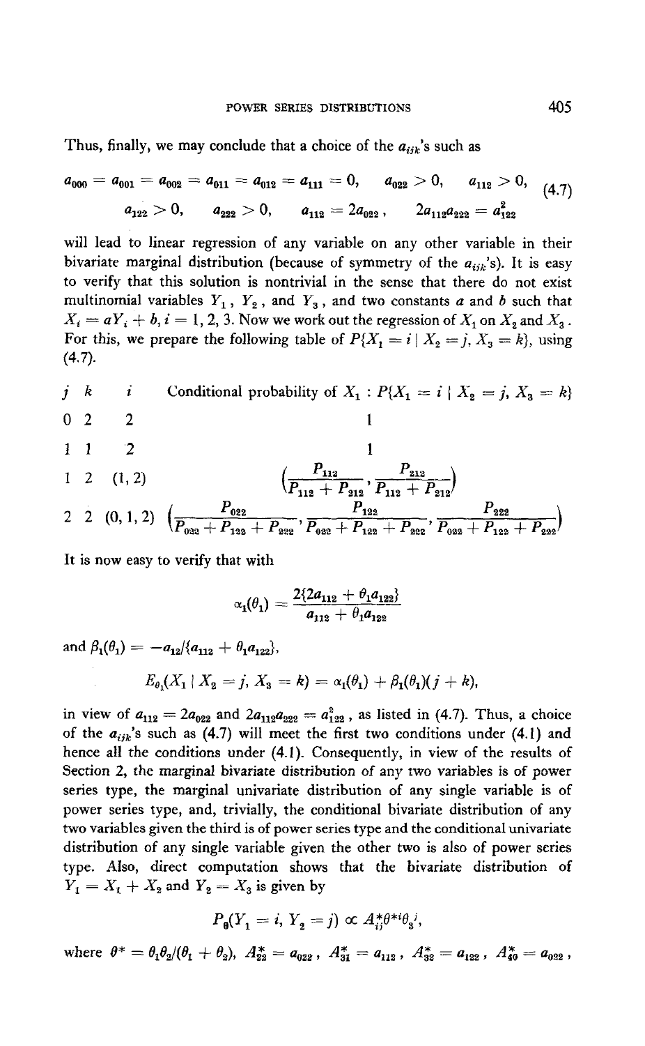Thus, finally, we may conclude that a choice of the $a_{ijk}$'s such as

$$
\begin{aligned}
a_{000} = a_{001} = a_{002} = a_{011} = a_{012} = a_{111} = 0, \quad a_{022} > 0, \quad a_{112} > 0, \\
a_{122} > 0, \quad a_{222} > 0, \quad a_{112} = 2a_{022}, \quad 2a_{112}a_{222} = a_{122}^2
\end{aligned}
\tag{4.7}
$$

will lead to linear regression of any variable on any other variable in their bivariate marginal distribution (because of symmetry of the $a_{ijk}$'s). It is easy to verify that this solution is nontrivial in the sense that there do not exist multinomial variables $Y_1$, $Y_2$, and $Y_3$, and two constants $a$ and $b$ such that $X_i = aY_i + b$, $i = 1, 2, 3$. Now we work out the regression of $X_1$ on $X_2$ and $X_3$. For this, we prepare the following table of $P\{X_1 = i \mid X_2 = j, X_3 = k\}$, using (4.7).

| $j$ | $k$ | $i$ | Conditional probability of $X_1$ : $P\{X_1 = i \mid X_2 = j, X_3 = k\}$ |
|---|---|---|---|
| 0 | 2 | 2 | 1 |
| 1 | 1 | 2 | 1 |
| 1 | 2 | (1, 2) | $\left(\frac{P_{112}}{P_{112} + P_{212}}, \frac{P_{212}}{P_{112} + P_{212}}\right)$ |
| 2 | 2 | (0, 1, 2) | $\left(\frac{P_{022}}{P_{022} + P_{122} + P_{222}}, \frac{P_{122}}{P_{022} + P_{122} + P_{222}}, \frac{P_{222}}{P_{022} + P_{122} + P_{222}}\right)$ |

It is now easy to verify that with

$$
\alpha_1(\theta_1) = \frac{2\{2a_{112} + \theta_1 a_{122}\}}{a_{112} + \theta_1 a_{122}}
$$

and $\beta_1(\theta_1) = -a_{12}/\{a_{112} + \theta_1 a_{122}\}$,

$$
E_{\theta_1}(X_1 \mid X_2 = j, X_3 = k) = \alpha_1(\theta_1) + \beta_1(\theta_1)(j + k),
$$

in view of $a_{112} = 2a_{022}$ and $2a_{112}a_{222} = a_{122}^2$, as listed in (4.7). Thus, a choice of the $a_{ijk}$'s such as (4.7) will meet the first two conditions under (4.1) and hence all the conditions under (4.1). Consequently, in view of the results of Section 2, the marginal bivariate distribution of any two variables is of power series type, the marginal univariate distribution of any single variable is of power series type, and, trivially, the conditional bivariate distribution of any two variables given the third is of power series type and the conditional univariate distribution of any single variable given the other two is also of power series type. Also, direct computation shows that the bivariate distribution of $Y_1 = X_1 + X_2$ and $Y_2 = X_3$ is given by

$$
P_\theta(Y_1 = i, Y_2 = j) \propto A_{ij}^* \theta^{*i} \theta_3^{\,j},
$$

where $\theta^* = \theta_1\theta_2/(\theta_1 + \theta_2)$, $A_{22}^* = a_{022}$, $A_{31}^* = a_{112}$, $A_{32}^* = a_{122}$, $A_{40}^* = a_{022}$,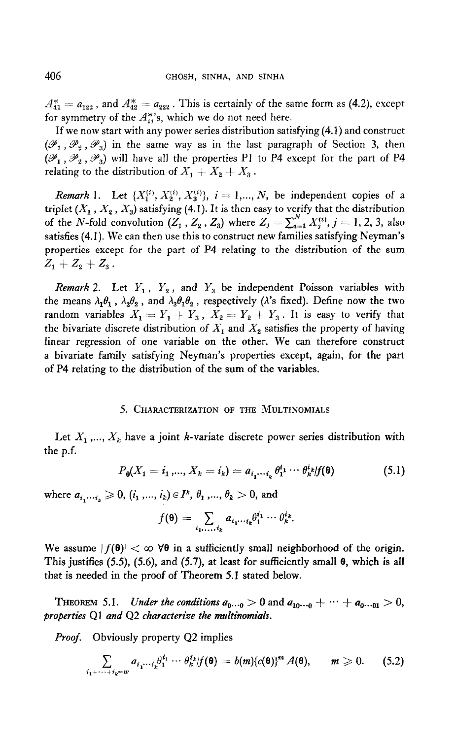$A_{41}^* = a_{122}$, and $A_{42}^* = a_{222}$. This is certainly of the same form as (4.2), except for symmetry of the $A_{ij}^*$'s, which we do not need here.

If we now start with any power series distribution satisfying (4.1) and construct $(\mathscr{P}_1, \mathscr{P}_2, \mathscr{P}_3)$ in the same way as in the last paragraph of Section 3, then $(\mathscr{P}_1, \mathscr{P}_2, \mathscr{P}_3)$ will have all the properties P1 to P4 except for the part of P4 relating to the distribution of $X_1 + X_2 + X_3$.

*Remark* 1. Let $\{X_1^{(i)}, X_2^{(i)}, X_3^{(i)}\}$, $i = 1,..., N$, be independent copies of a triplet $(X_1, X_2, X_3)$ satisfying (4.1). It is then easy to verify that the distribution of the $N$-fold convolution $(Z_1, Z_2, Z_3)$ where $Z_j = \sum_{i=1}^{N} X_j^{(i)}$, $j = 1, 2, 3$, also satisfies (4.1). We can then use this to construct new families satisfying Neyman's properties except for the part of P4 relating to the distribution of the sum $Z_1 + Z_2 + Z_3$.

*Remark* 2. Let $Y_1$, $Y_2$, and $Y_3$ be independent Poisson variables with the means $\lambda_1\theta_1$, $\lambda_2\theta_2$, and $\lambda_3\theta_1\theta_2$, respectively ($\lambda$'s fixed). Define now the two random variables $X_1 = Y_1 + Y_3$, $X_2 = Y_2 + Y_3$. It is easy to verify that the bivariate discrete distribution of $X_1$ and $X_2$ satisfies the property of having linear regression of one variable on the other. We can therefore construct a bivariate family satisfying Neyman's properties except, again, for the part of P4 relating to the distribution of the sum of the variables.

## 5. Characterization of the Multinomials

Let $X_1, ..., X_k$ have a joint $k$-variate discrete power series distribution with the p.f.

$$P_{\boldsymbol{\theta}}(X_1 = i_1, ..., X_k = i_k) = a_{i_1 \cdots i_k} \theta_1^{i_1} \cdots \theta_k^{i_k} / f(\boldsymbol{\theta}) \tag{5.1}$$

where $a_{i_1 \cdots i_k} \geqslant 0$, $(i_1, ..., i_k) \in I^k$, $\theta_1, ..., \theta_k > 0$, and

$$f(\boldsymbol{\theta}) = \sum_{i_1, ..., i_k} a_{i_1 \cdots i_k} \theta_1^{i_1} \cdots \theta_k^{i_k}.$$

We assume $|f(\boldsymbol{\theta})| < \infty$ $\forall \boldsymbol{\theta}$ in a sufficiently small neighborhood of the origin. This justifies (5.5), (5.6), and (5.7), at least for sufficiently small $\boldsymbol{\theta}$, which is all that is needed in the proof of Theorem 5.1 stated below.

**Theorem 5.1.** *Under the conditions $a_{0 \cdots 0} > 0$ and $a_{10 \cdots 0} + \cdots + a_{0 \cdots 01} > 0$, properties* Q1 *and* Q2 *characterize the multinomials.*

*Proof.* Obviously property Q2 implies

$$\sum_{i_1 + \cdots + i_k = m} a_{i_1 \cdots i_k} \theta_1^{i_1} \cdots \theta_k^{i_k} / f(\boldsymbol{\theta}) = b(m)\{c(\boldsymbol{\theta})\}^m A(\boldsymbol{\theta}), \qquad m \geqslant 0. \tag{5.2}$$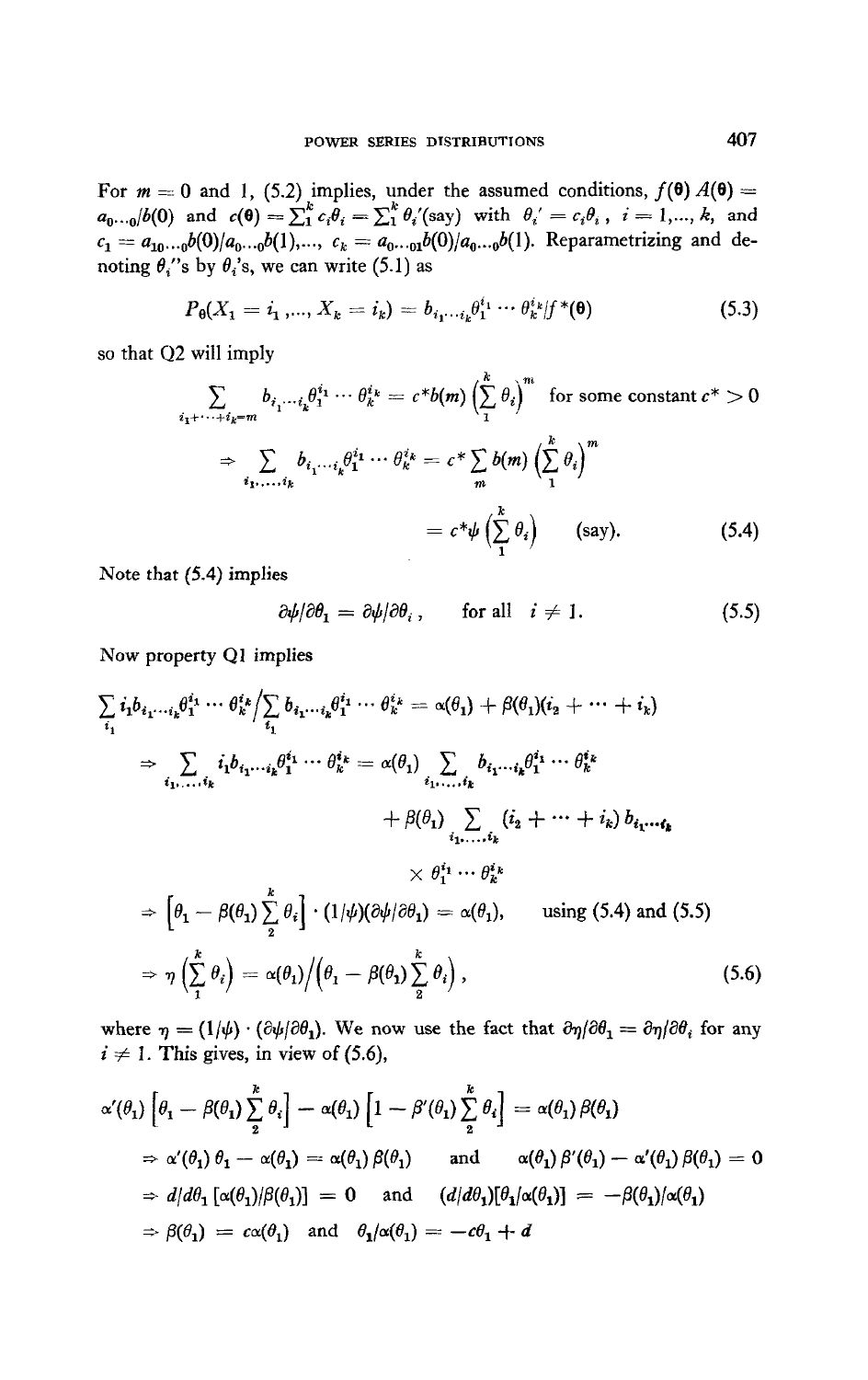For $m = 0$ and 1, (5.2) implies, under the assumed conditions, $f(\boldsymbol{\theta})\, A(\boldsymbol{\theta}) = a_{0\cdots 0}/b(0)$ and $c(\boldsymbol{\theta}) = \sum_1^k c_i\theta_i = \sum_1^k \theta_i'$(say) with $\theta_i' = c_i\theta_i$, $i = 1,\ldots, k$, and $c_1 = a_{10\cdots 0}b(0)/a_{0\cdots 0}b(1),\ldots, c_k = a_{0\cdots 01}b(0)/a_{0\cdots 0}b(1)$. Reparametrizing and denoting $\theta_i'$'s by $\theta_i$'s, we can write (5.1) as

$$P_{\boldsymbol{\theta}}(X_1 = i_1, \ldots, X_k = i_k) = b_{i_1\cdots i_k}\theta_1^{i_1}\cdots\theta_k^{i_k}/f^*(\boldsymbol{\theta}) \tag{5.3}$$

so that Q2 will imply

$$\begin{aligned}
\sum_{i_1+\cdots+i_k=m} b_{i_1\cdots i_k}\theta_1^{i_1}\cdots\theta_k^{i_k} &= c^* b(m)\Big(\sum_1^k \theta_i\Big)^m \quad \text{for some constant } c^* > 0\\
\Rightarrow \sum_{i_1,\ldots,i_k} b_{i_1\cdots i_k}\theta_1^{i_1}\cdots\theta_k^{i_k} &= c^*\sum_m b(m)\Big(\sum_1^k \theta_i\Big)^m\\
&= c^*\psi\Big(\sum_1^k \theta_i\Big) \quad \text{(say)}.
\end{aligned} \tag{5.4}$$

Note that (5.4) implies

$$\partial\psi/\partial\theta_1 = \partial\psi/\partial\theta_i, \qquad \text{for all } i \neq 1. \tag{5.5}$$

Now property Q1 implies

$$\begin{aligned}
&\sum_{i_1} i_1 b_{i_1\cdots i_k}\theta_1^{i_1}\cdots\theta_k^{i_k}\Big/\sum_{i_1} b_{i_1\cdots i_k}\theta_1^{i_1}\cdots\theta_k^{i_k} = \alpha(\theta_1) + \beta(\theta_1)(i_2 + \cdots + i_k)\\
&\Rightarrow \sum_{i_1,\ldots,i_k} i_1 b_{i_1\cdots i_k}\theta_1^{i_1}\cdots\theta_k^{i_k} = \alpha(\theta_1)\sum_{i_1,\ldots,i_k} b_{i_1\cdots i_k}\theta_1^{i_1}\cdots\theta_k^{i_k}\\
&\qquad\qquad + \beta(\theta_1)\sum_{i_1,\ldots,i_k}(i_2 + \cdots + i_k)\, b_{i_1\cdots i_k}\\
&\qquad\qquad \times \theta_1^{i_1}\cdots\theta_k^{i_k}\\
&\Rightarrow \Big[\theta_1 - \beta(\theta_1)\sum_2^k \theta_i\Big]\cdot(1/\psi)(\partial\psi/\partial\theta_1) = \alpha(\theta_1), \qquad \text{using (5.4) and (5.5)}\\
&\Rightarrow \eta\Big(\sum_1^k \theta_i\Big) = \alpha(\theta_1)\Big/\Big(\theta_1 - \beta(\theta_1)\sum_2^k \theta_i\Big),
\end{aligned} \tag{5.6}$$

where $\eta = (1/\psi)\cdot(\partial\psi/\partial\theta_1)$. We now use the fact that $\partial\eta/\partial\theta_1 = \partial\eta/\partial\theta_i$ for any $i \neq 1$. This gives, in view of (5.6),

$$\begin{aligned}
&\alpha'(\theta_1)\Big[\theta_1 - \beta(\theta_1)\sum_2^k \theta_i\Big] - \alpha(\theta_1)\Big[1 - \beta'(\theta_1)\sum_2^k \theta_i\Big] = \alpha(\theta_1)\,\beta(\theta_1)\\
&\Rightarrow \alpha'(\theta_1)\,\theta_1 - \alpha(\theta_1) = \alpha(\theta_1)\,\beta(\theta_1) \quad \text{and} \quad \alpha(\theta_1)\,\beta'(\theta_1) - \alpha'(\theta_1)\,\beta(\theta_1) = 0\\
&\Rightarrow d/d\theta_1\,[\alpha(\theta_1)/\beta(\theta_1)] = 0 \quad \text{and} \quad (d/d\theta_1)[\theta_1/\alpha(\theta_1)] = -\beta(\theta_1)/\alpha(\theta_1)\\
&\Rightarrow \beta(\theta_1) = c\alpha(\theta_1) \quad \text{and} \quad \theta_1/\alpha(\theta_1) = -c\theta_1 + d
\end{aligned}$$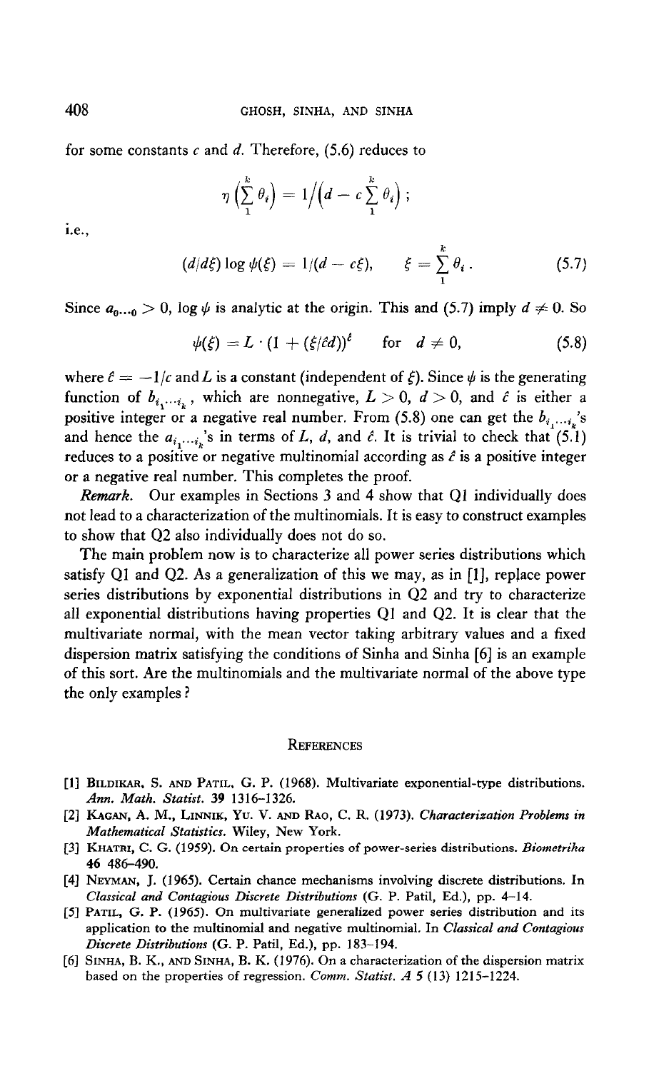for some constants $c$ and $d$. Therefore, (5.6) reduces to

$$\eta\left(\sum_1^k \theta_i\right) = 1\Big/\left(d - c\sum_1^k \theta_i\right);$$

i.e.,

$$(d/d\xi) \log \psi(\xi) = 1/(d - c\xi), \qquad \xi = \sum_1^k \theta_i. \tag{5.7}$$

Since $a_{0\cdots 0} > 0$, $\log \psi$ is analytic at the origin. This and (5.7) imply $d \neq 0$. So

$$\psi(\xi) = L \cdot (1 + (\xi/\hat{c}d))^{\hat{c}} \qquad \text{for} \quad d \neq 0, \tag{5.8}$$

where $\hat{c} = -1/c$ and $L$ is a constant (independent of $\xi$). Since $\psi$ is the generating function of $b_{i_1\cdots i_k}$, which are nonnegative, $L > 0$, $d > 0$, and $\hat{c}$ is either a positive integer or a negative real number. From (5.8) one can get the $b_{i_1\cdots i_k}$'s and hence the $a_{i_1\cdots i_k}$'s in terms of $L$, $d$, and $\hat{c}$. It is trivial to check that (5.1) reduces to a positive or negative multinomial according as $\hat{c}$ is a positive integer or a negative real number. This completes the proof.

*Remark.* Our examples in Sections 3 and 4 show that Q1 individually does not lead to a characterization of the multinomials. It is easy to construct examples to show that Q2 also individually does not do so.

The main problem now is to characterize all power series distributions which satisfy Q1 and Q2. As a generalization of this we may, as in [1], replace power series distributions by exponential distributions in Q2 and try to characterize all exponential distributions having properties Q1 and Q2. It is clear that the multivariate normal, with the mean vector taking arbitrary values and a fixed dispersion matrix satisfying the conditions of Sinha and Sinha [6] is an example of this sort. Are the multinomials and the multivariate normal of the above type the only examples?

## References

[1] Bildikar, S. and Patil, G. P. (1968). Multivariate exponential-type distributions. *Ann. Math. Statist.* **39** 1316–1326.

[2] Kagan, A. M., Linnik, Yu. V. and Rao, C. R. (1973). *Characterization Problems in Mathematical Statistics.* Wiley, New York.

[3] Khatri, C. G. (1959). On certain properties of power-series distributions. *Biometrika* **46** 486–490.

[4] Neyman, J. (1965). Certain chance mechanisms involving discrete distributions. In *Classical and Contagious Discrete Distributions* (G. P. Patil, Ed.), pp. 4–14.

[5] Patil, G. P. (1965). On multivariate generalized power series distribution and its application to the multinomial and negative multinomial. In *Classical and Contagious Discrete Distributions* (G. P. Patil, Ed.), pp. 183–194.

[6] Sinha, B. K., and Sinha, B. K. (1976). On a characterization of the dispersion matrix based on the properties of regression. *Comm. Statist. A* **5** (13) 1215–1224.